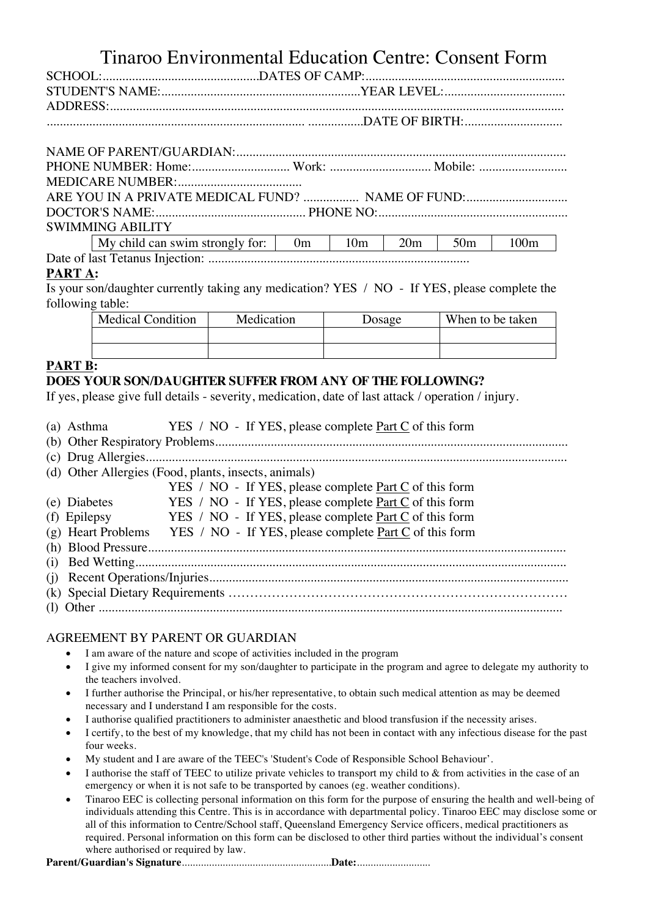# Tinaroo Environmental Education Centre: Consent Form

SCHOOL:................................................DATES OF CAMP:............................................................

STUDENT'S NAME:.............................................................YEAR LEVEL:.....................................

ADDRESS:..........................................................................................................................................

............................................................................... .................DATE OF BIRTH:.............................

NAME OF PARENT/GUARDIAN:....................................................................................................

PHONE NUMBER: Home:.............................. Work: .............................. Mobile: ...........................

MEDICARE NUMBER:......................................

ARE YOU IN A PRIVATE MEDICAL FUND? ................. NAME OF FUND:...............................

DOCTOR'S NAME:............................................. PHONE NO:..........................................................

SWIMMING ABILITY

| My child can swim strongly for: | 0m | 10m | 20m | 50m | 100m |
|---|---|---|---|---|---|

Date of last Tetanus Injection: ...............................................................................

**PART A:**

Is your son/daughter currently taking any medication? YES / NO - If YES, please complete the following table:

| Medical Condition | Medication | Dosage | When to be taken |
|---|---|---|---|
| | | | |
| | | | |

**PART B:**

**DOES YOUR SON/DAUGHTER SUFFER FROM ANY OF THE FOLLOWING?**

If yes, please give full details - severity, medication, date of last attack / operation / injury.

(a) Asthma YES / NO - If YES, please complete Part C of this form

(b) Other Respiratory Problems...........................................................................................................

(c) Drug Allergies................................................................................................................................

(d) Other Allergies (Food, plants, insects, animals)
YES / NO - If YES, please complete Part C of this form

(e) Diabetes YES / NO - If YES, please complete Part C of this form

(f) Epilepsy YES / NO - If YES, please complete Part C of this form

(g) Heart Problems YES / NO - If YES, please complete Part C of this form

(h) Blood Pressure...............................................................................................................................

(i) Bed Wetting...................................................................................................................................

(j) Recent Operations/Injuries.............................................................................................................

(k) Special Dietary Requirements ……………………………………………………………………

(l) Other ............................................................................................................................................

AGREEMENT BY PARENT OR GUARDIAN

- I am aware of the nature and scope of activities included in the program
- I give my informed consent for my son/daughter to participate in the program and agree to delegate my authority to the teachers involved.
- I further authorise the Principal, or his/her representative, to obtain such medical attention as may be deemed necessary and I understand I am responsible for the costs.
- I authorise qualified practitioners to administer anaesthetic and blood transfusion if the necessity arises.
- I certify, to the best of my knowledge, that my child has not been in contact with any infectious disease for the past four weeks.
- My student and I are aware of the TEEC's 'Student's Code of Responsible School Behaviour'.
- I authorise the staff of TEEC to utilize private vehicles to transport my child to & from activities in the case of an emergency or when it is not safe to be transported by canoes (eg. weather conditions).
- Tinaroo EEC is collecting personal information on this form for the purpose of ensuring the health and well-being of individuals attending this Centre. This is in accordance with departmental policy. Tinaroo EEC may disclose some or all of this information to Centre/School staff, Queensland Emergency Service officers, medical practitioners as required. Personal information on this form can be disclosed to other third parties without the individual's consent where authorised or required by law.

**Parent/Guardian's Signature**......................................................**Date:**...........................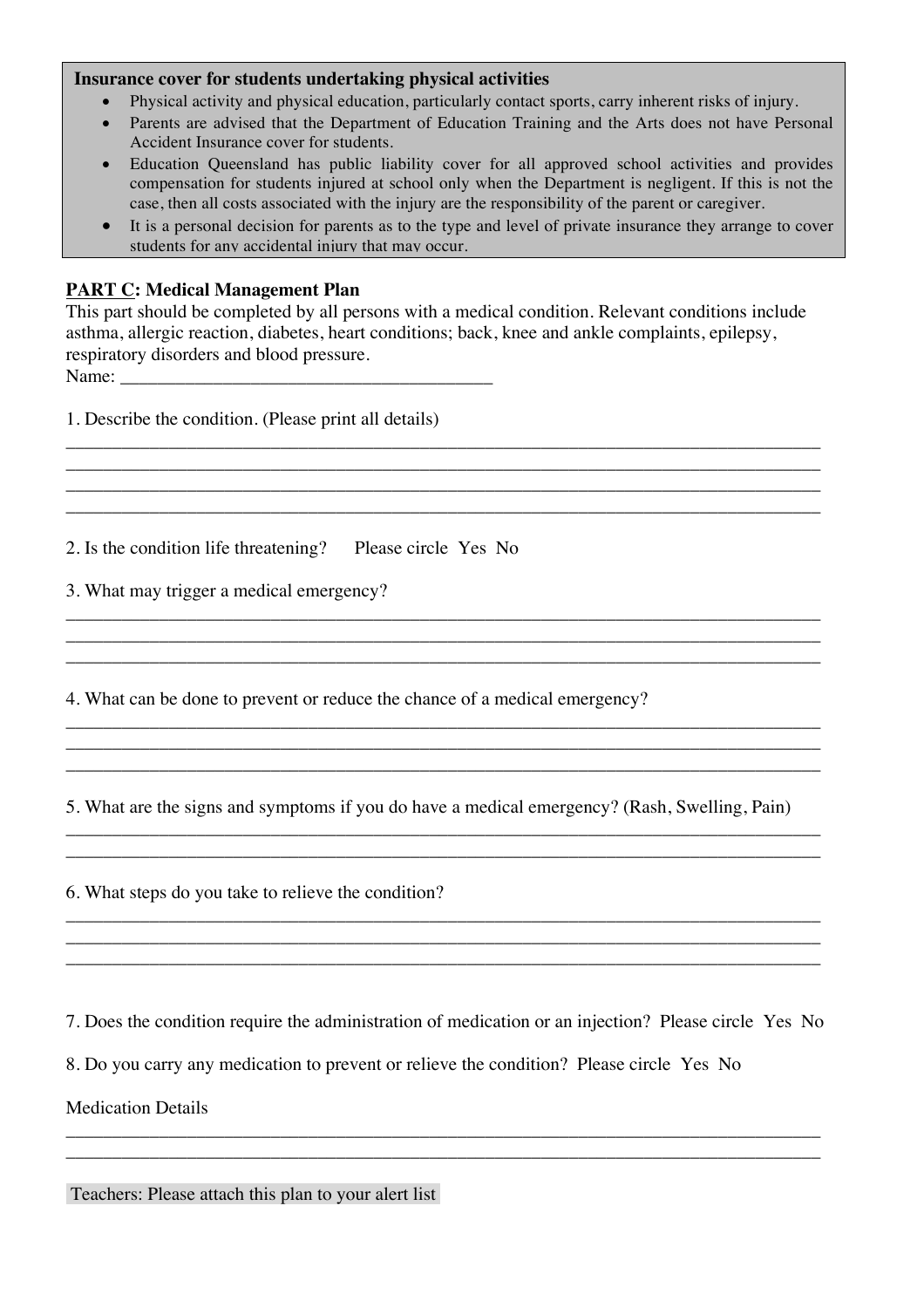**Insurance cover for students undertaking physical activities**

- Physical activity and physical education, particularly contact sports, carry inherent risks of injury.
- Parents are advised that the Department of Education Training and the Arts does not have Personal Accident Insurance cover for students.
- Education Queensland has public liability cover for all approved school activities and provides compensation for students injured at school only when the Department is negligent. If this is not the case, then all costs associated with the injury are the responsibility of the parent or caregiver.
- It is a personal decision for parents as to the type and level of private insurance they arrange to cover students for any accidental injury that may occur.

**PART C: Medical Management Plan**

This part should be completed by all persons with a medical condition. Relevant conditions include asthma, allergic reaction, diabetes, heart conditions; back, knee and ankle complaints, epilepsy, respiratory disorders and blood pressure.

Name: ________________________________________

1. Describe the condition. (Please print all details)

________________________________________________________________________________
________________________________________________________________________________
________________________________________________________________________________
________________________________________________________________________________

2. Is the condition life threatening? Please circle Yes No

3. What may trigger a medical emergency?

________________________________________________________________________________
________________________________________________________________________________
________________________________________________________________________________

4. What can be done to prevent or reduce the chance of a medical emergency?

________________________________________________________________________________
________________________________________________________________________________
________________________________________________________________________________

5. What are the signs and symptoms if you do have a medical emergency? (Rash, Swelling, Pain)

________________________________________________________________________________
________________________________________________________________________________

6. What steps do you take to relieve the condition?

________________________________________________________________________________
________________________________________________________________________________
________________________________________________________________________________

7. Does the condition require the administration of medication or an injection? Please circle Yes No

8. Do you carry any medication to prevent or relieve the condition? Please circle Yes No

Medication Details

________________________________________________________________________________
________________________________________________________________________________

Teachers: Please attach this plan to your alert list